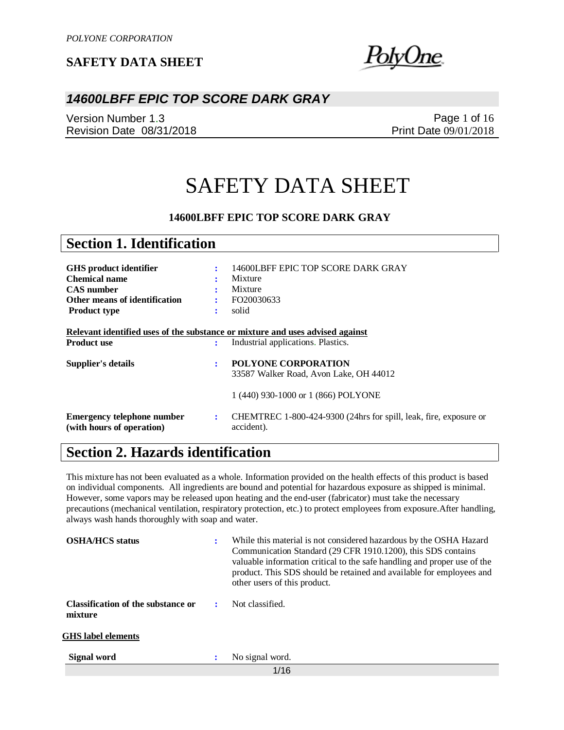# SAFETY DATA SHEET

**14600LBFF EPIC TOP SCORE DARK GRAY**

## Section 1. Identification

| | | |
|---|---|---|
| **GHS product identifier** | : | 14600LBFF EPIC TOP SCORE DARK GRAY |
| **Chemical name** | : | Mixture |
| **CAS number** | : | Mixture |
| **Other means of identification** | : | FO20030633 |
| **Product type** | : | solid |

**Relevant identified uses of the substance or mixture and uses advised against**

| | | |
|---|---|---|
| **Product use** | : | Industrial applications. Plastics. |
| **Supplier's details** | : | **POLYONE CORPORATION**<br>33587 Walker Road, Avon Lake, OH 44012<br><br>1 (440) 930-1000 or 1 (866) POLYONE |
| **Emergency telephone number (with hours of operation)** | : | CHEMTREC 1-800-424-9300 (24hrs for spill, leak, fire, exposure or accident). |

## Section 2. Hazards identification

This mixture has not been evaluated as a whole. Information provided on the health effects of this product is based on individual components. All ingredients are bound and potential for hazardous exposure as shipped is minimal. However, some vapors may be released upon heating and the end-user (fabricator) must take the necessary precautions (mechanical ventilation, respiratory protection, etc.) to protect employees from exposure.After handling, always wash hands thoroughly with soap and water.

| | | |
|---|---|---|
| **OSHA/HCS status** | : | While this material is not considered hazardous by the OSHA Hazard Communication Standard (29 CFR 1910.1200), this SDS contains valuable information critical to the safe handling and proper use of the product. This SDS should be retained and available for employees and other users of this product. |
| **Classification of the substance or mixture** | : | Not classified. |

**GHS label elements**

| | | |
|---|---|---|
| **Signal word** | : | No signal word. |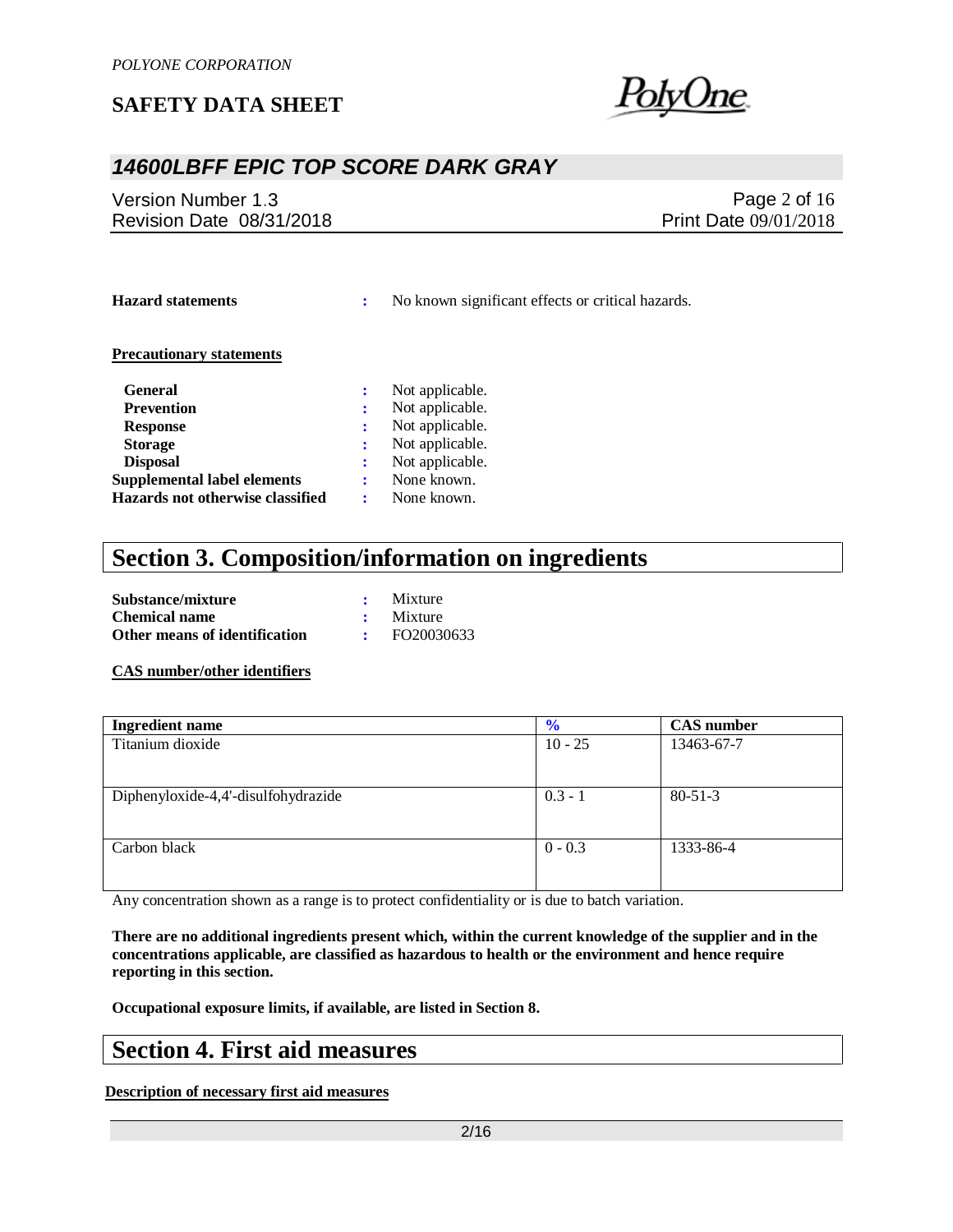**Hazard statements** : No known significant effects or critical hazards.

**Precautionary statements**

**General** : Not applicable.
**Prevention** : Not applicable.
**Response** : Not applicable.
**Storage** : Not applicable.
**Disposal** : Not applicable.
**Supplemental label elements** : None known.
**Hazards not otherwise classified** : None known.

# Section 3. Composition/information on ingredients

**Substance/mixture** : Mixture
**Chemical name** : Mixture
**Other means of identification** : FO20030633

**CAS number/other identifiers**

| Ingredient name | % | CAS number |
|---|---|---|
| Titanium dioxide | 10 - 25 | 13463-67-7 |
| Diphenyloxide-4,4'-disulfohydrazide | 0.3 - 1 | 80-51-3 |
| Carbon black | 0 - 0.3 | 1333-86-4 |

Any concentration shown as a range is to protect confidentiality or is due to batch variation.

**There are no additional ingredients present which, within the current knowledge of the supplier and in the concentrations applicable, are classified as hazardous to health or the environment and hence require reporting in this section.**

**Occupational exposure limits, if available, are listed in Section 8.**

# Section 4. First aid measures

**Description of necessary first aid measures**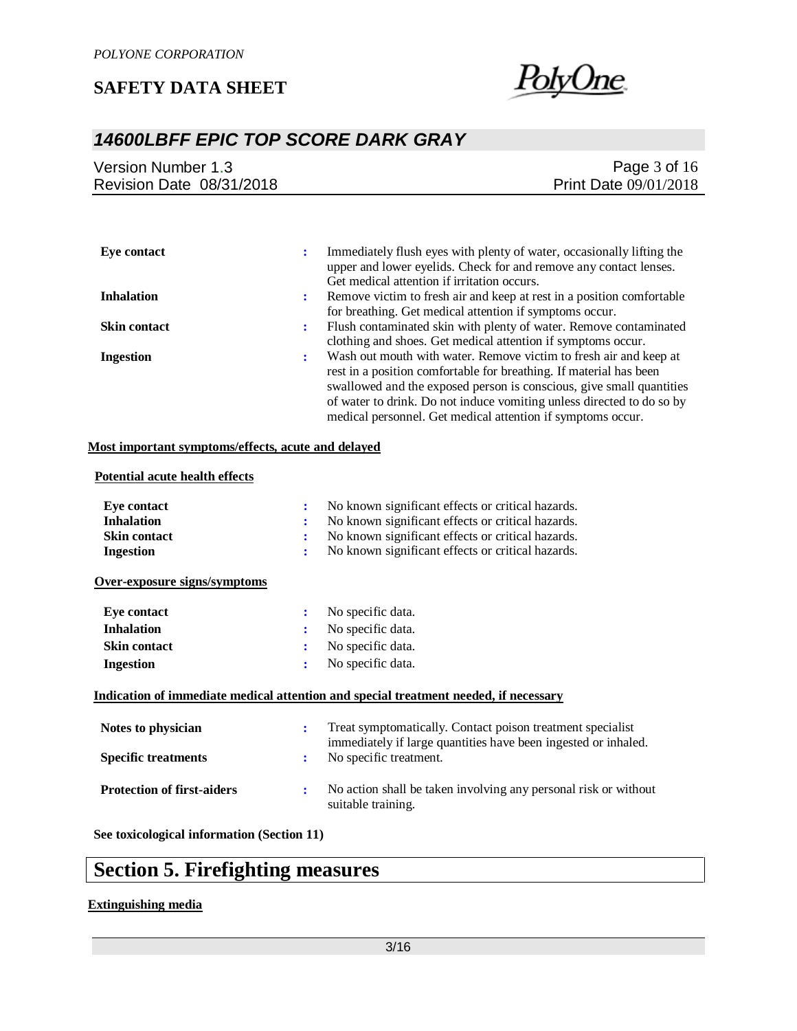| | | |
|---|---|---|
| **Eye contact** | : | Immediately flush eyes with plenty of water, occasionally lifting the upper and lower eyelids. Check for and remove any contact lenses. Get medical attention if irritation occurs. |
| **Inhalation** | : | Remove victim to fresh air and keep at rest in a position comfortable for breathing. Get medical attention if symptoms occur. |
| **Skin contact** | : | Flush contaminated skin with plenty of water. Remove contaminated clothing and shoes. Get medical attention if symptoms occur. |
| **Ingestion** | : | Wash out mouth with water. Remove victim to fresh air and keep at rest in a position comfortable for breathing. If material has been swallowed and the exposed person is conscious, give small quantities of water to drink. Do not induce vomiting unless directed to do so by medical personnel. Get medical attention if symptoms occur. |

**Most important symptoms/effects, acute and delayed**

**Potential acute health effects**

| | | |
|---|---|---|
| **Eye contact** | : | No known significant effects or critical hazards. |
| **Inhalation** | : | No known significant effects or critical hazards. |
| **Skin contact** | : | No known significant effects or critical hazards. |
| **Ingestion** | : | No known significant effects or critical hazards. |

**Over-exposure signs/symptoms**

| | | |
|---|---|---|
| **Eye contact** | : | No specific data. |
| **Inhalation** | : | No specific data. |
| **Skin contact** | : | No specific data. |
| **Ingestion** | : | No specific data. |

**Indication of immediate medical attention and special treatment needed, if necessary**

| | | |
|---|---|---|
| **Notes to physician** | : | Treat symptomatically. Contact poison treatment specialist immediately if large quantities have been ingested or inhaled. |
| **Specific treatments** | : | No specific treatment. |
| **Protection of first-aiders** | : | No action shall be taken involving any personal risk or without suitable training. |

**See toxicological information (Section 11)**

# Section 5. Firefighting measures

**Extinguishing media**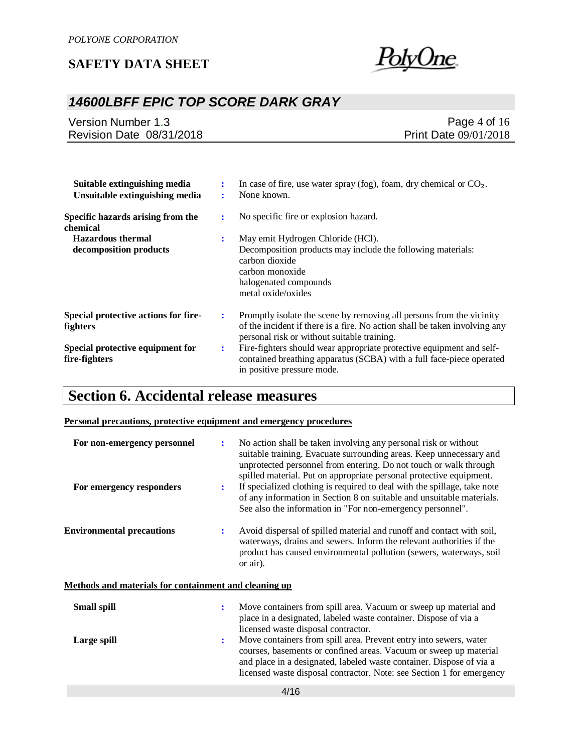| | | |
|---|---|---|
| **Suitable extinguishing media** | : | In case of fire, use water spray (fog), foam, dry chemical or $CO_2$. |
| **Unsuitable extinguishing media** | : | None known. |
| **Specific hazards arising from the chemical** | : | No specific fire or explosion hazard. |
| **Hazardous thermal decomposition products** | : | May emit Hydrogen Chloride (HCl).<br>Decomposition products may include the following materials:<br>carbon dioxide<br>carbon monoxide<br>halogenated compounds<br>metal oxide/oxides |
| **Special protective actions for fire-fighters** | : | Promptly isolate the scene by removing all persons from the vicinity of the incident if there is a fire. No action shall be taken involving any personal risk or without suitable training. |
| **Special protective equipment for fire-fighters** | : | Fire-fighters should wear appropriate protective equipment and self-contained breathing apparatus (SCBA) with a full face-piece operated in positive pressure mode. |

# Section 6. Accidental release measures

**Personal precautions, protective equipment and emergency procedures**

| | | |
|---|---|---|
| **For non-emergency personnel** | : | No action shall be taken involving any personal risk or without suitable training. Evacuate surrounding areas. Keep unnecessary and unprotected personnel from entering. Do not touch or walk through spilled material. Put on appropriate personal protective equipment. |
| **For emergency responders** | : | If specialized clothing is required to deal with the spillage, take note of any information in Section 8 on suitable and unsuitable materials. See also the information in "For non-emergency personnel". |
| **Environmental precautions** | : | Avoid dispersal of spilled material and runoff and contact with soil, waterways, drains and sewers. Inform the relevant authorities if the product has caused environmental pollution (sewers, waterways, soil or air). |

**Methods and materials for containment and cleaning up**

| | | |
|---|---|---|
| **Small spill** | : | Move containers from spill area. Vacuum or sweep up material and place in a designated, labeled waste container. Dispose of via a licensed waste disposal contractor. |
| **Large spill** | : | Move containers from spill area. Prevent entry into sewers, water courses, basements or confined areas. Vacuum or sweep up material and place in a designated, labeled waste container. Dispose of via a licensed waste disposal contractor. Note: see Section 1 for emergency |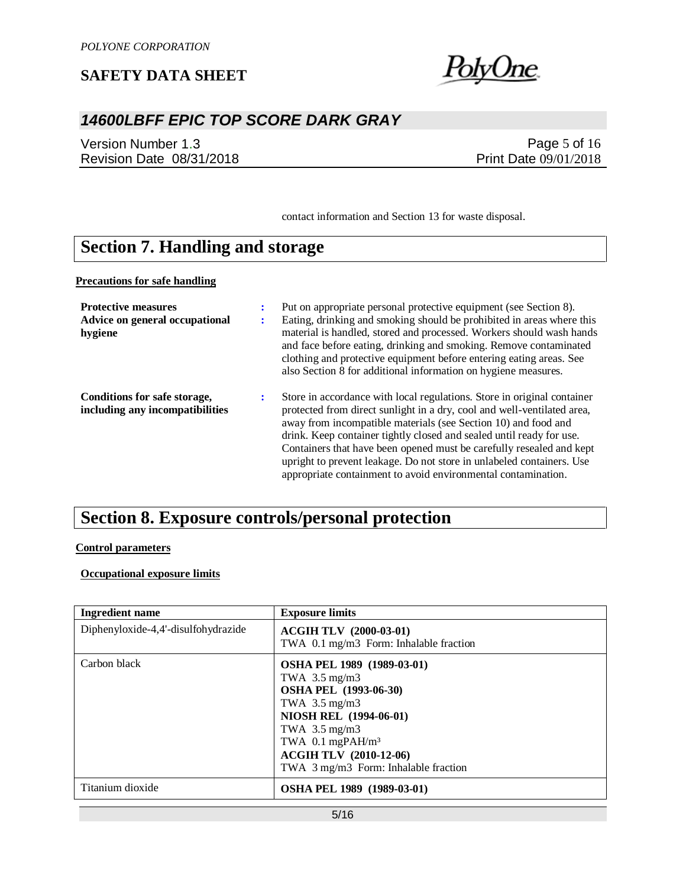contact information and Section 13 for waste disposal.

# Section 7. Handling and storage

**Precautions for safe handling**

**Protective measures** : Put on appropriate personal protective equipment (see Section 8).

**Advice on general occupational hygiene** : Eating, drinking and smoking should be prohibited in areas where this material is handled, stored and processed. Workers should wash hands and face before eating, drinking and smoking. Remove contaminated clothing and protective equipment before entering eating areas. See also Section 8 for additional information on hygiene measures.

**Conditions for safe storage, including any incompatibilities** : Store in accordance with local regulations. Store in original container protected from direct sunlight in a dry, cool and well-ventilated area, away from incompatible materials (see Section 10) and food and drink. Keep container tightly closed and sealed until ready for use. Containers that have been opened must be carefully resealed and kept upright to prevent leakage. Do not store in unlabeled containers. Use appropriate containment to avoid environmental contamination.

# Section 8. Exposure controls/personal protection

**Control parameters**

**Occupational exposure limits**

| Ingredient name | Exposure limits |
|---|---|
| Diphenyloxide-4,4'-disulfohydrazide | **ACGIH TLV (2000-03-01)**<br>TWA 0.1 mg/m3 Form: Inhalable fraction |
| Carbon black | **OSHA PEL 1989 (1989-03-01)**<br>TWA 3.5 mg/m3<br>**OSHA PEL (1993-06-30)**<br>TWA 3.5 mg/m3<br>**NIOSH REL (1994-06-01)**<br>TWA 3.5 mg/m3<br>TWA 0.1 mgPAH/m³<br>**ACGIH TLV (2010-12-06)**<br>TWA 3 mg/m3 Form: Inhalable fraction |
| Titanium dioxide | **OSHA PEL 1989 (1989-03-01)** |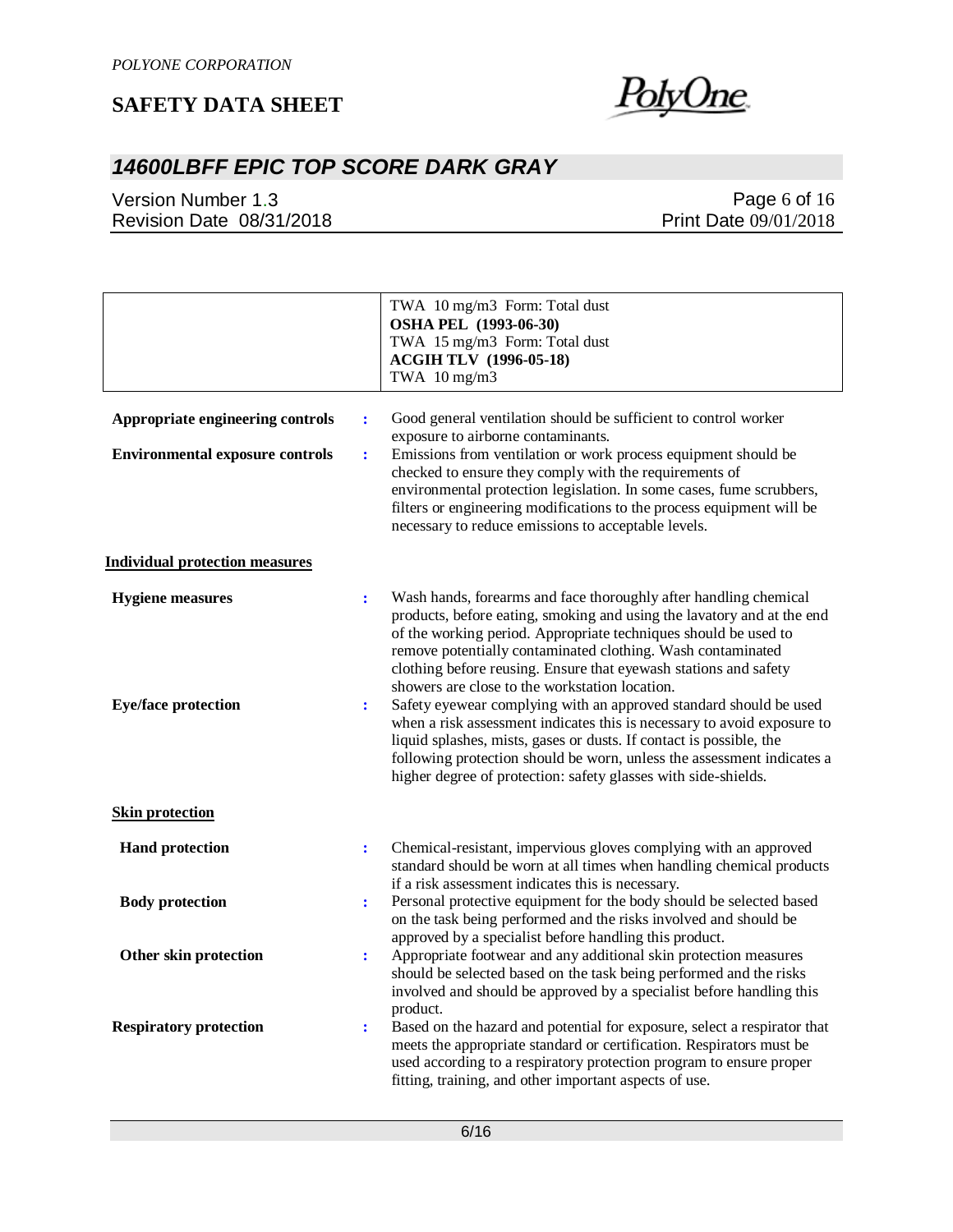| | |
|---|---|
| | TWA 10 mg/m3 Form: Total dust<br>**OSHA PEL (1993-06-30)**<br>TWA 15 mg/m3 Form: Total dust<br>**ACGIH TLV (1996-05-18)**<br>TWA 10 mg/m3 |

**Appropriate engineering controls** : Good general ventilation should be sufficient to control worker exposure to airborne contaminants.

**Environmental exposure controls** : Emissions from ventilation or work process equipment should be checked to ensure they comply with the requirements of environmental protection legislation. In some cases, fume scrubbers, filters or engineering modifications to the process equipment will be necessary to reduce emissions to acceptable levels.

**Individual protection measures**

**Hygiene measures** : Wash hands, forearms and face thoroughly after handling chemical products, before eating, smoking and using the lavatory and at the end of the working period. Appropriate techniques should be used to remove potentially contaminated clothing. Wash contaminated clothing before reusing. Ensure that eyewash stations and safety showers are close to the workstation location.

**Eye/face protection** : Safety eyewear complying with an approved standard should be used when a risk assessment indicates this is necessary to avoid exposure to liquid splashes, mists, gases or dusts. If contact is possible, the following protection should be worn, unless the assessment indicates a higher degree of protection: safety glasses with side-shields.

**Skin protection**

**Hand protection** : Chemical-resistant, impervious gloves complying with an approved standard should be worn at all times when handling chemical products if a risk assessment indicates this is necessary.

**Body protection** : Personal protective equipment for the body should be selected based on the task being performed and the risks involved and should be approved by a specialist before handling this product.

**Other skin protection** : Appropriate footwear and any additional skin protection measures should be selected based on the task being performed and the risks involved and should be approved by a specialist before handling this product.

**Respiratory protection** : Based on the hazard and potential for exposure, select a respirator that meets the appropriate standard or certification. Respirators must be used according to a respiratory protection program to ensure proper fitting, training, and other important aspects of use.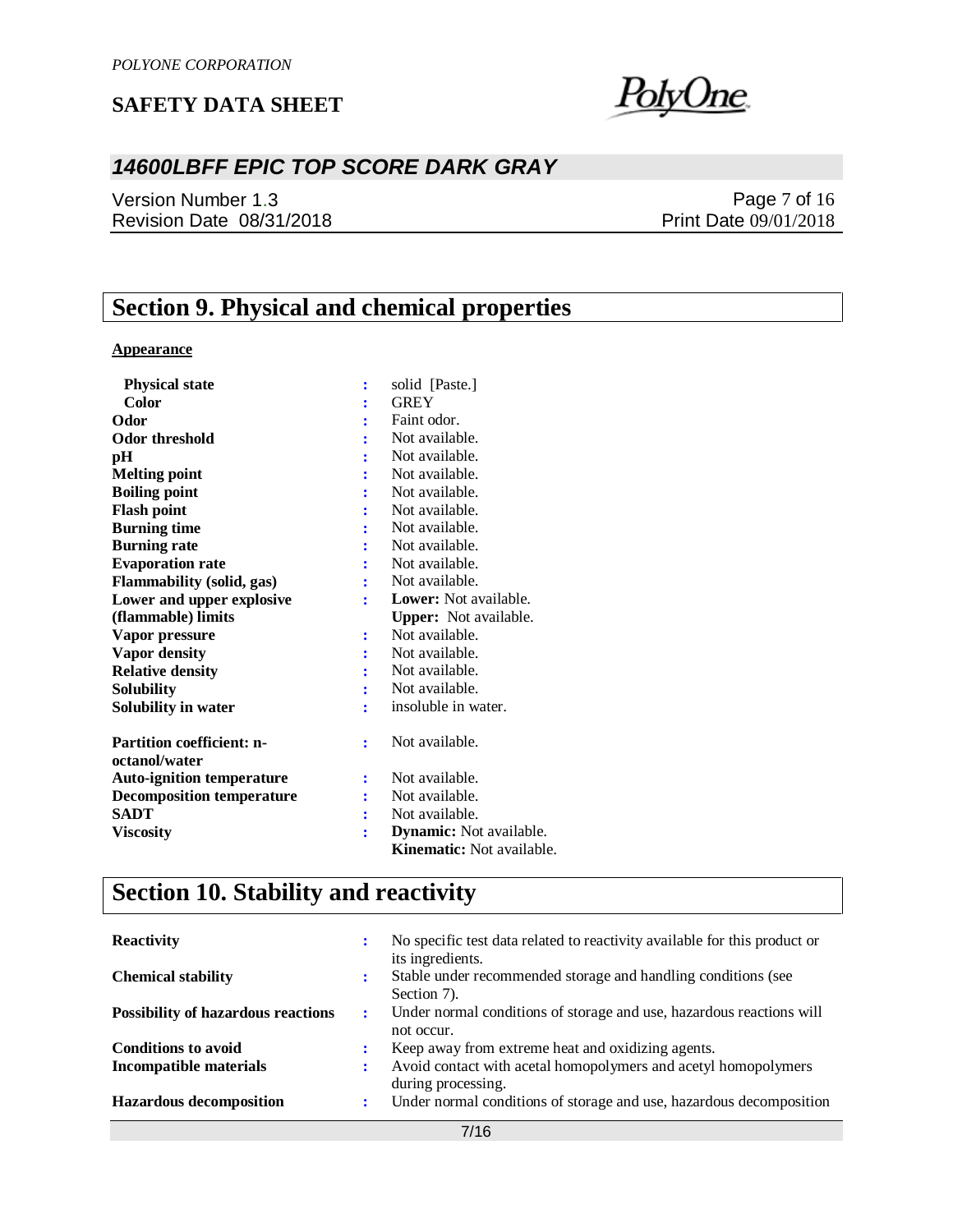## Section 9. Physical and chemical properties

**Appearance**

| | | |
|---|---|---|
| **Physical state** | : | solid [Paste.] |
| **Color** | : | GREY |
| **Odor** | : | Faint odor. |
| **Odor threshold** | : | Not available. |
| **pH** | : | Not available. |
| **Melting point** | : | Not available. |
| **Boiling point** | : | Not available. |
| **Flash point** | : | Not available. |
| **Burning time** | : | Not available. |
| **Burning rate** | : | Not available. |
| **Evaporation rate** | : | Not available. |
| **Flammability (solid, gas)** | : | Not available. |
| **Lower and upper explosive (flammable) limits** | : | **Lower:** Not available. **Upper:** Not available. |
| **Vapor pressure** | : | Not available. |
| **Vapor density** | : | Not available. |
| **Relative density** | : | Not available. |
| **Solubility** | : | Not available. |
| **Solubility in water** | : | insoluble in water. |
| **Partition coefficient: n-octanol/water** | : | Not available. |
| **Auto-ignition temperature** | : | Not available. |
| **Decomposition temperature** | : | Not available. |
| **SADT** | : | Not available. |
| **Viscosity** | : | **Dynamic:** Not available. **Kinematic:** Not available. |

## Section 10. Stability and reactivity

| | | |
|---|---|---|
| **Reactivity** | : | No specific test data related to reactivity available for this product or its ingredients. |
| **Chemical stability** | : | Stable under recommended storage and handling conditions (see Section 7). |
| **Possibility of hazardous reactions** | : | Under normal conditions of storage and use, hazardous reactions will not occur. |
| **Conditions to avoid** | : | Keep away from extreme heat and oxidizing agents. |
| **Incompatible materials** | : | Avoid contact with acetal homopolymers and acetyl homopolymers during processing. |
| **Hazardous decomposition** | : | Under normal conditions of storage and use, hazardous decomposition |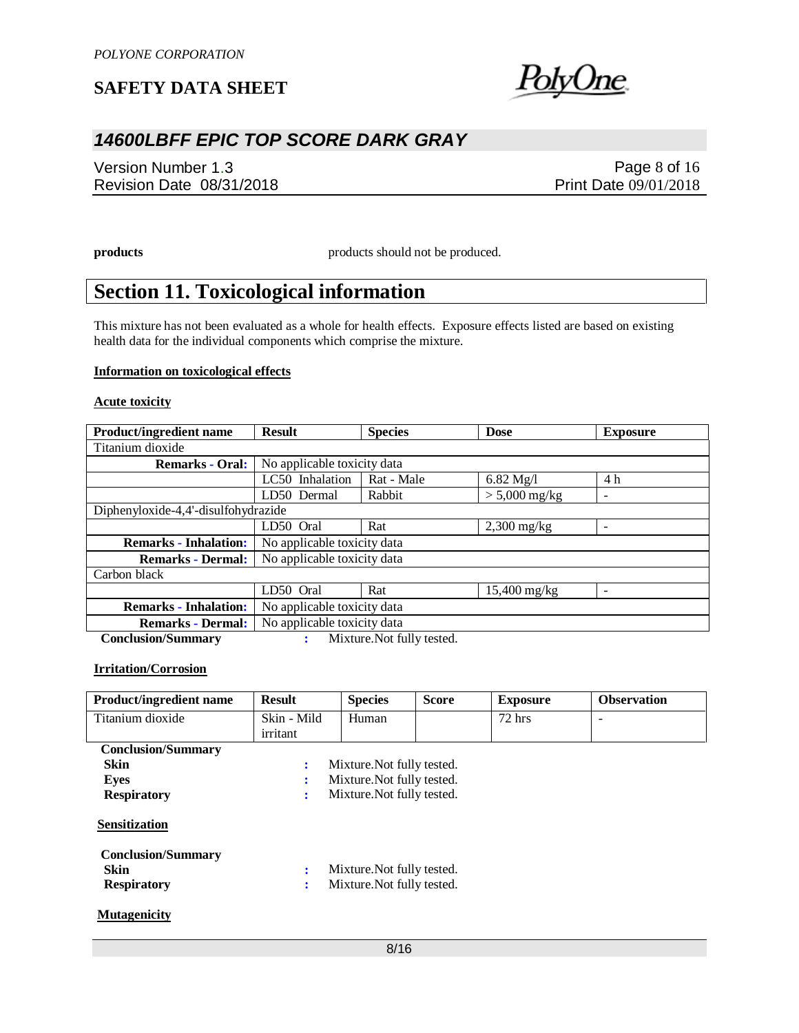**products** products should not be produced.

# Section 11. Toxicological information

This mixture has not been evaluated as a whole for health effects. Exposure effects listed are based on existing health data for the individual components which comprise the mixture.

**Information on toxicological effects**

**Acute toxicity**

| Product/ingredient name | Result | Species | Dose | Exposure |
|---|---|---|---|---|
| Titanium dioxide | | | | |
| **Remarks - Oral:** | No applicable toxicity data | | | |
| | LC50 Inhalation | Rat - Male | 6.82 Mg/l | 4 h |
| | LD50 Dermal | Rabbit | > 5,000 mg/kg | - |
| Diphenyloxide-4,4'-disulfohydrazide | | | | |
| | LD50 Oral | Rat | 2,300 mg/kg | - |
| **Remarks - Inhalation:** | No applicable toxicity data | | | |
| **Remarks - Dermal:** | No applicable toxicity data | | | |
| Carbon black | | | | |
| | LD50 Oral | Rat | 15,400 mg/kg | - |
| **Remarks - Inhalation:** | No applicable toxicity data | | | |
| **Remarks - Dermal:** | No applicable toxicity data | | | |

**Conclusion/Summary** : Mixture.Not fully tested.

**Irritation/Corrosion**

| Product/ingredient name | Result | Species | Score | Exposure | Observation |
|---|---|---|---|---|---|
| Titanium dioxide | Skin - Mild irritant | Human | | 72 hrs | - |

**Conclusion/Summary**

**Skin** : Mixture.Not fully tested.

**Eyes** : Mixture.Not fully tested.

**Respiratory** : Mixture.Not fully tested.

**Sensitization**

**Conclusion/Summary**

**Skin** : Mixture.Not fully tested.

**Respiratory** : Mixture.Not fully tested.

**Mutagenicity**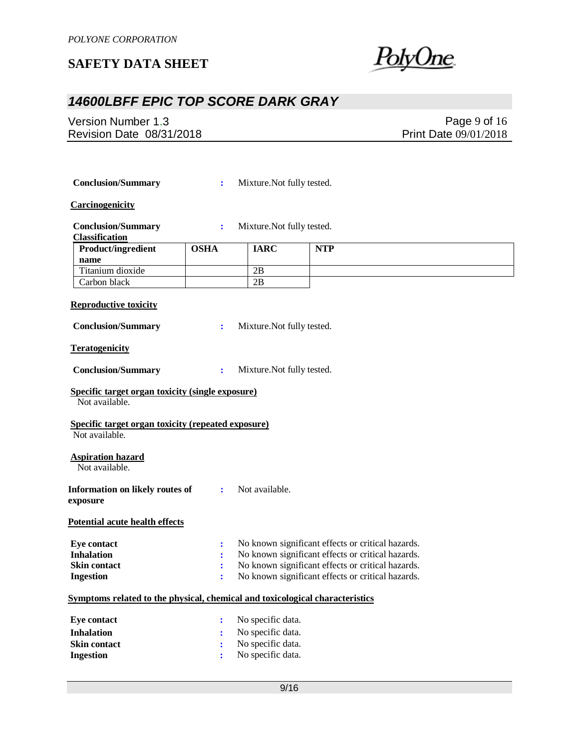**Conclusion/Summary** : Mixture.Not fully tested.

**Carcinogenicity**

**Conclusion/Summary** : Mixture.Not fully tested.

**Classification**

| Product/ingredient name | OSHA | IARC | NTP |
|---|---|---|---|
| Titanium dioxide | | 2B | |
| Carbon black | | 2B | |

**Reproductive toxicity**

**Conclusion/Summary** : Mixture.Not fully tested.

**Teratogenicity**

**Conclusion/Summary** : Mixture.Not fully tested.

**Specific target organ toxicity (single exposure)**

Not available.

**Specific target organ toxicity (repeated exposure)**

Not available.

**Aspiration hazard**

Not available.

**Information on likely routes of exposure** : Not available.

**Potential acute health effects**

**Eye contact** : No known significant effects or critical hazards.
**Inhalation** : No known significant effects or critical hazards.
**Skin contact** : No known significant effects or critical hazards.
**Ingestion** : No known significant effects or critical hazards.

**Symptoms related to the physical, chemical and toxicological characteristics**

**Eye contact** : No specific data.
**Inhalation** : No specific data.
**Skin contact** : No specific data.
**Ingestion** : No specific data.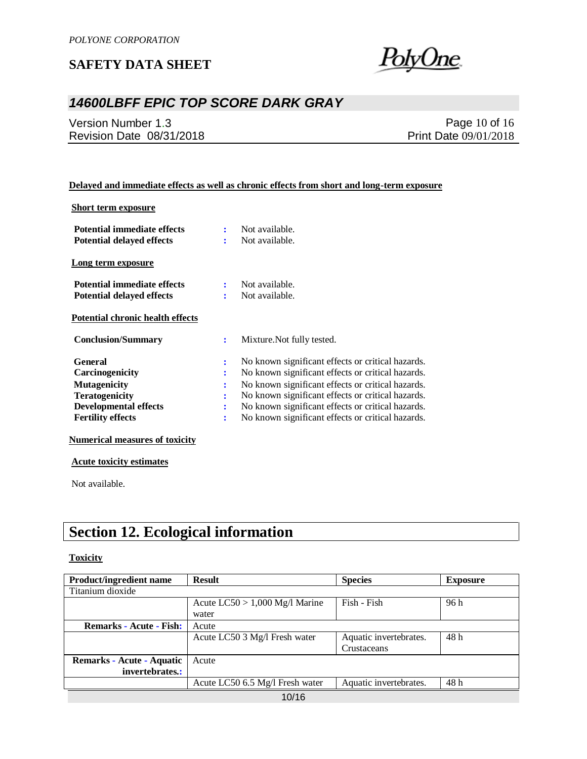**Delayed and immediate effects as well as chronic effects from short and long-term exposure**

**Short term exposure**

**Potential immediate effects** : Not available.
**Potential delayed effects** : Not available.

**Long term exposure**

**Potential immediate effects** : Not available.
**Potential delayed effects** : Not available.

**Potential chronic health effects**

**Conclusion/Summary** : Mixture.Not fully tested.

**General** : No known significant effects or critical hazards.
**Carcinogenicity** : No known significant effects or critical hazards.
**Mutagenicity** : No known significant effects or critical hazards.
**Teratogenicity** : No known significant effects or critical hazards.
**Developmental effects** : No known significant effects or critical hazards.
**Fertility effects** : No known significant effects or critical hazards.

**Numerical measures of toxicity**

**Acute toxicity estimates**

Not available.

# Section 12. Ecological information

**Toxicity**

| Product/ingredient name | Result | Species | Exposure |
|---|---|---|---|
| Titanium dioxide | | | |
| | Acute LC50 > 1,000 Mg/l Marine water | Fish - Fish | 96 h |
| **Remarks - Acute - Fish:** | Acute | | |
| | Acute LC50 3 Mg/l Fresh water | Aquatic invertebrates. Crustaceans | 48 h |
| **Remarks - Acute - Aquatic invertebrates.:** | Acute | | |
| | Acute LC50 6.5 Mg/l Fresh water | Aquatic invertebrates. | 48 h |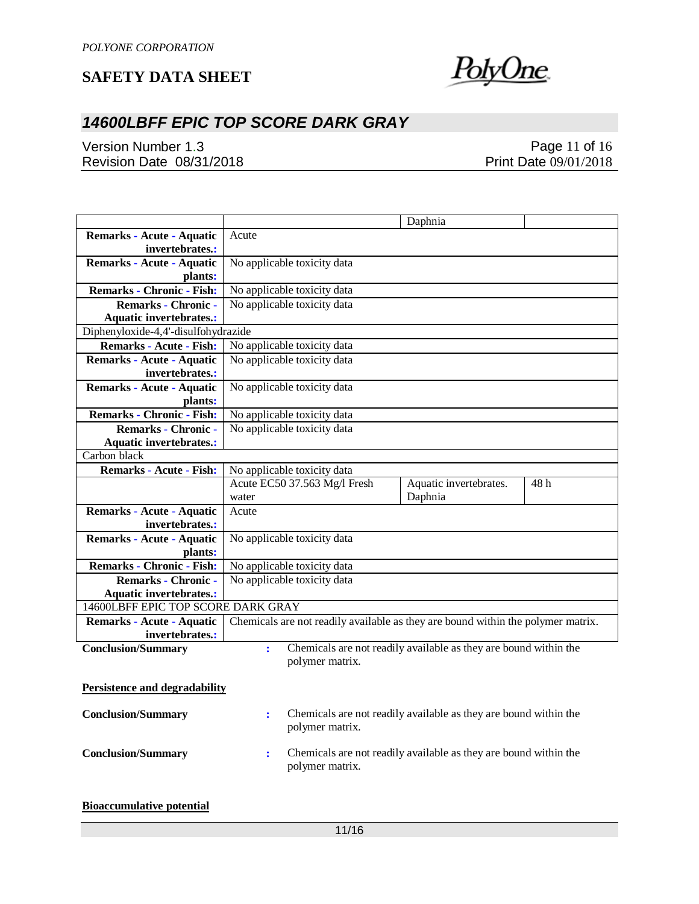|  |  | Daphnia |  |
| --- | --- | --- | --- |
| **Remarks - Acute - Aquatic invertebrates.:** | Acute |  |  |
| **Remarks - Acute - Aquatic plants:** | No applicable toxicity data |  |  |
| **Remarks - Chronic - Fish:** | No applicable toxicity data |  |  |
| **Remarks - Chronic - Aquatic invertebrates.:** | No applicable toxicity data |  |  |
| Diphenyloxide-4,4'-disulfohydrazide |  |  |  |
| **Remarks - Acute - Fish:** | No applicable toxicity data |  |  |
| **Remarks - Acute - Aquatic invertebrates.:** | No applicable toxicity data |  |  |
| **Remarks - Acute - Aquatic plants:** | No applicable toxicity data |  |  |
| **Remarks - Chronic - Fish:** | No applicable toxicity data |  |  |
| **Remarks - Chronic - Aquatic invertebrates.:** | No applicable toxicity data |  |  |
| Carbon black |  |  |  |
| **Remarks - Acute - Fish:** | No applicable toxicity data |  |  |
|  | Acute EC50 37.563 Mg/l Fresh water | Aquatic invertebrates. Daphnia | 48 h |
| **Remarks - Acute - Aquatic invertebrates.:** | Acute |  |  |
| **Remarks - Acute - Aquatic plants:** | No applicable toxicity data |  |  |
| **Remarks - Chronic - Fish:** | No applicable toxicity data |  |  |
| **Remarks - Chronic - Aquatic invertebrates.:** | No applicable toxicity data |  |  |
| 14600LBFF EPIC TOP SCORE DARK GRAY |  |  |  |
| **Remarks - Acute - Aquatic invertebrates.:** | Chemicals are not readily available as they are bound within the polymer matrix. |  |  |

**Conclusion/Summary** : Chemicals are not readily available as they are bound within the polymer matrix.

**Persistence and degradability**

**Conclusion/Summary** : Chemicals are not readily available as they are bound within the polymer matrix.

**Conclusion/Summary** : Chemicals are not readily available as they are bound within the polymer matrix.

**Bioaccumulative potential**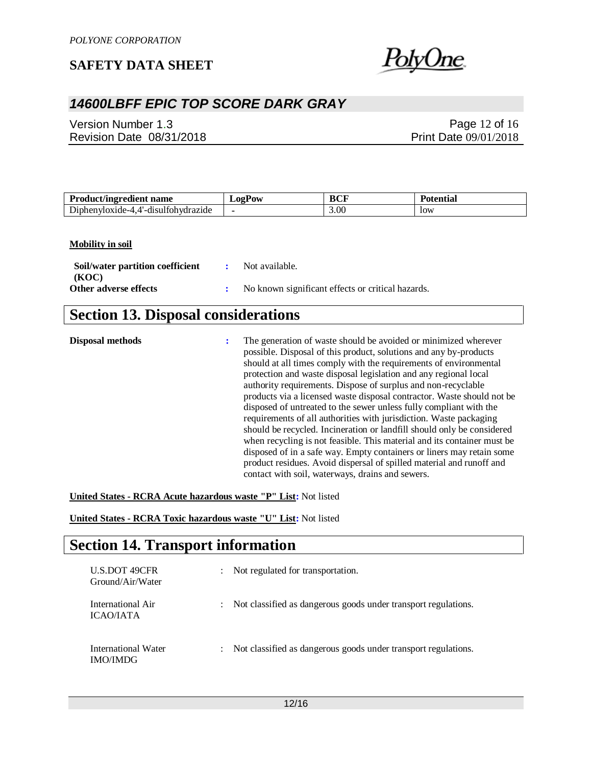| Product/ingredient name | LogPow | BCF | Potential |
| --- | --- | --- | --- |
| Diphenyloxide-4,4'-disulfohydrazide | - | 3.00 | low |

**Mobility in soil**

**Soil/water partition coefficient (KOC)** : Not available.

**Other adverse effects** : No known significant effects or critical hazards.

## Section 13. Disposal considerations

**Disposal methods** : The generation of waste should be avoided or minimized wherever possible. Disposal of this product, solutions and any by-products should at all times comply with the requirements of environmental protection and waste disposal legislation and any regional local authority requirements. Dispose of surplus and non-recyclable products via a licensed waste disposal contractor. Waste should not be disposed of untreated to the sewer unless fully compliant with the requirements of all authorities with jurisdiction. Waste packaging should be recycled. Incineration or landfill should only be considered when recycling is not feasible. This material and its container must be disposed of in a safe way. Empty containers or liners may retain some product residues. Avoid dispersal of spilled material and runoff and contact with soil, waterways, drains and sewers.

**United States - RCRA Acute hazardous waste "P" List:** Not listed

**United States - RCRA Toxic hazardous waste "U" List:** Not listed

## Section 14. Transport information

U.S.DOT 49CFR Ground/Air/Water : Not regulated for transportation.

International Air ICAO/IATA : Not classified as dangerous goods under transport regulations.

International Water IMO/IMDG : Not classified as dangerous goods under transport regulations.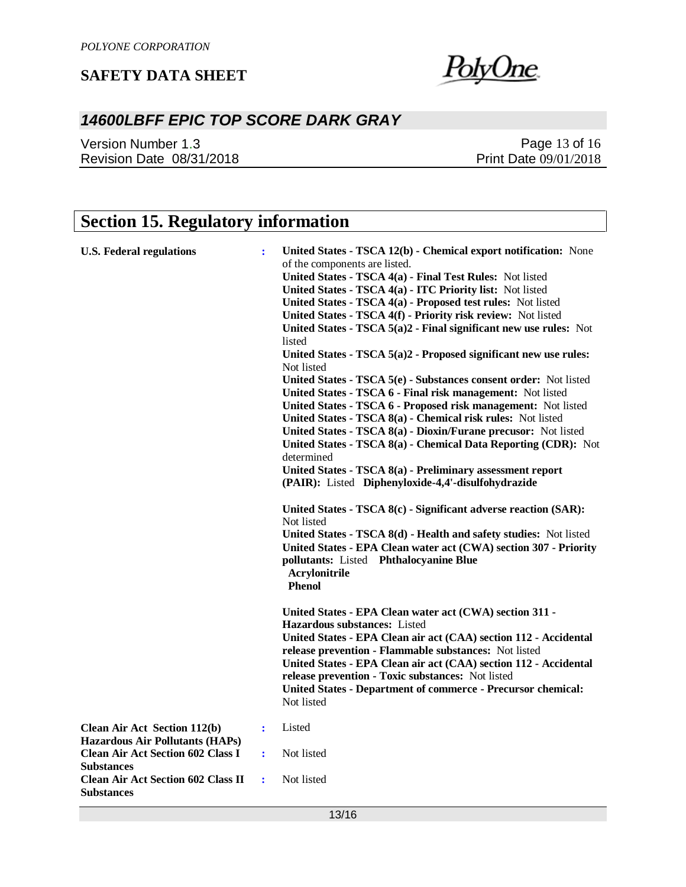## Section 15. Regulatory information

**U.S. Federal regulations** : **United States - TSCA 12(b) - Chemical export notification:** None of the components are listed.
**United States - TSCA 4(a) - Final Test Rules:** Not listed
**United States - TSCA 4(a) - ITC Priority list:** Not listed
**United States - TSCA 4(a) - Proposed test rules:** Not listed
**United States - TSCA 4(f) - Priority risk review:** Not listed
**United States - TSCA 5(a)2 - Final significant new use rules:** Not listed
**United States - TSCA 5(a)2 - Proposed significant new use rules:** Not listed
**United States - TSCA 5(e) - Substances consent order:** Not listed
**United States - TSCA 6 - Final risk management:** Not listed
**United States - TSCA 6 - Proposed risk management:** Not listed
**United States - TSCA 8(a) - Chemical risk rules:** Not listed
**United States - TSCA 8(a) - Dioxin/Furane precusor:** Not listed
**United States - TSCA 8(a) - Chemical Data Reporting (CDR):** Not determined
**United States - TSCA 8(a) - Preliminary assessment report (PAIR):** Listed **Diphenyloxide-4,4'-disulfohydrazide**

**United States - TSCA 8(c) - Significant adverse reaction (SAR):** Not listed
**United States - TSCA 8(d) - Health and safety studies:** Not listed
**United States - EPA Clean water act (CWA) section 307 - Priority pollutants:** Listed **Phthalocyanine Blue**
**Acrylonitrile**
**Phenol**

**United States - EPA Clean water act (CWA) section 311 - Hazardous substances:** Listed
**United States - EPA Clean air act (CAA) section 112 - Accidental release prevention - Flammable substances:** Not listed
**United States - EPA Clean air act (CAA) section 112 - Accidental release prevention - Toxic substances:** Not listed
**United States - Department of commerce - Precursor chemical:** Not listed

**Clean Air Act Section 112(b) Hazardous Air Pollutants (HAPs)** : Listed

**Clean Air Act Section 602 Class I Substances** : Not listed

**Clean Air Act Section 602 Class II Substances** : Not listed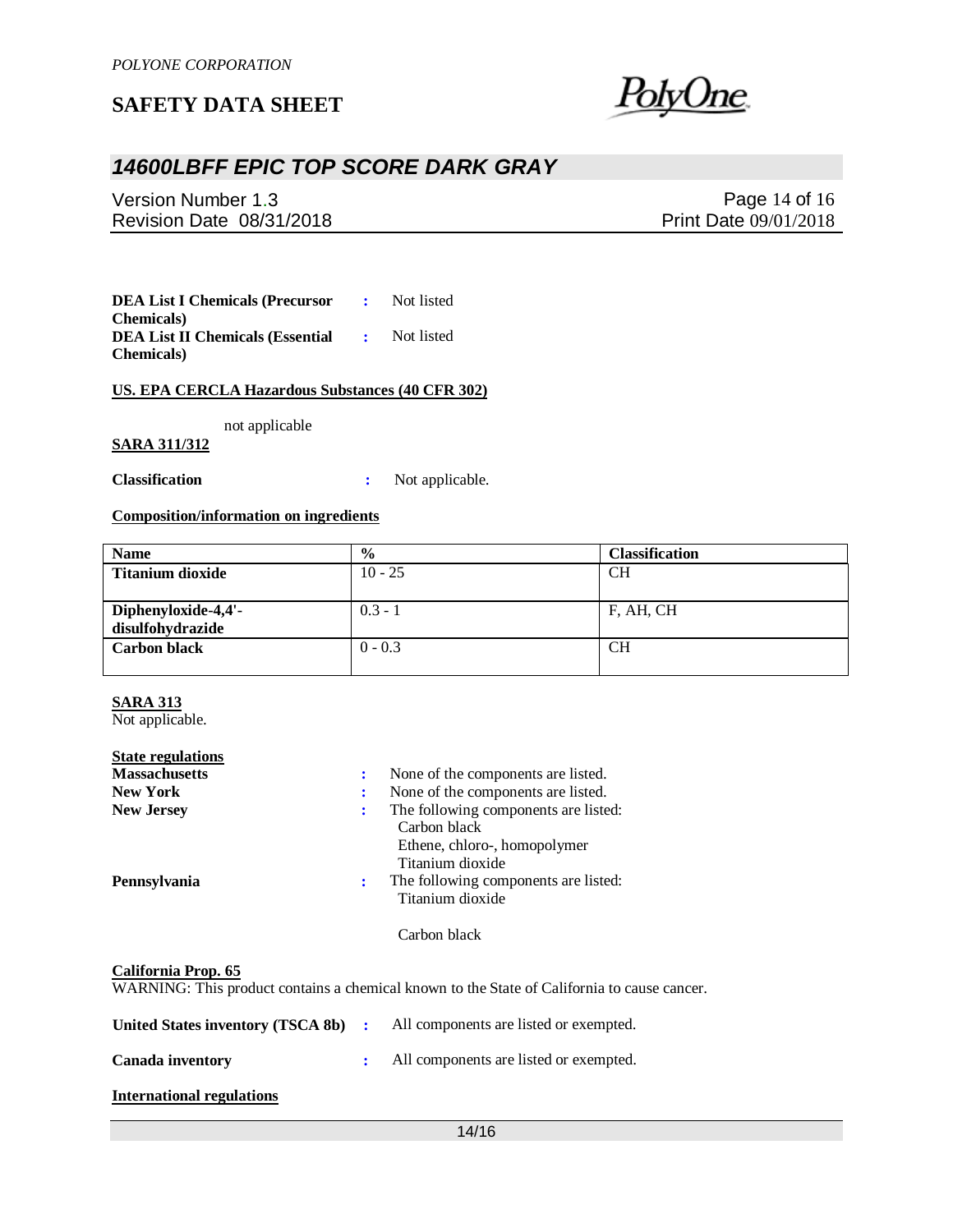**DEA List I Chemicals (Precursor Chemicals)** : Not listed

**DEA List II Chemicals (Essential Chemicals)** : Not listed

**US. EPA CERCLA Hazardous Substances (40 CFR 302)**

not applicable

**SARA 311/312**

**Classification** : Not applicable.

**Composition/information on ingredients**

| Name | % | Classification |
|---|---|---|
| **Titanium dioxide** | 10 - 25 | CH |
| **Diphenyloxide-4,4'-disulfohydrazide** | 0.3 - 1 | F, AH, CH |
| **Carbon black** | 0 - 0.3 | CH |

**SARA 313**

Not applicable.

**State regulations**

**Massachusetts** : None of the components are listed.

**New York** : None of the components are listed.

**New Jersey** : The following components are listed:
Carbon black
Ethene, chloro-, homopolymer
Titanium dioxide

**Pennsylvania** : The following components are listed:
Titanium dioxide

Carbon black

**California Prop. 65**

WARNING: This product contains a chemical known to the State of California to cause cancer.

**United States inventory (TSCA 8b)** : All components are listed or exempted.

**Canada inventory** : All components are listed or exempted.

**International regulations**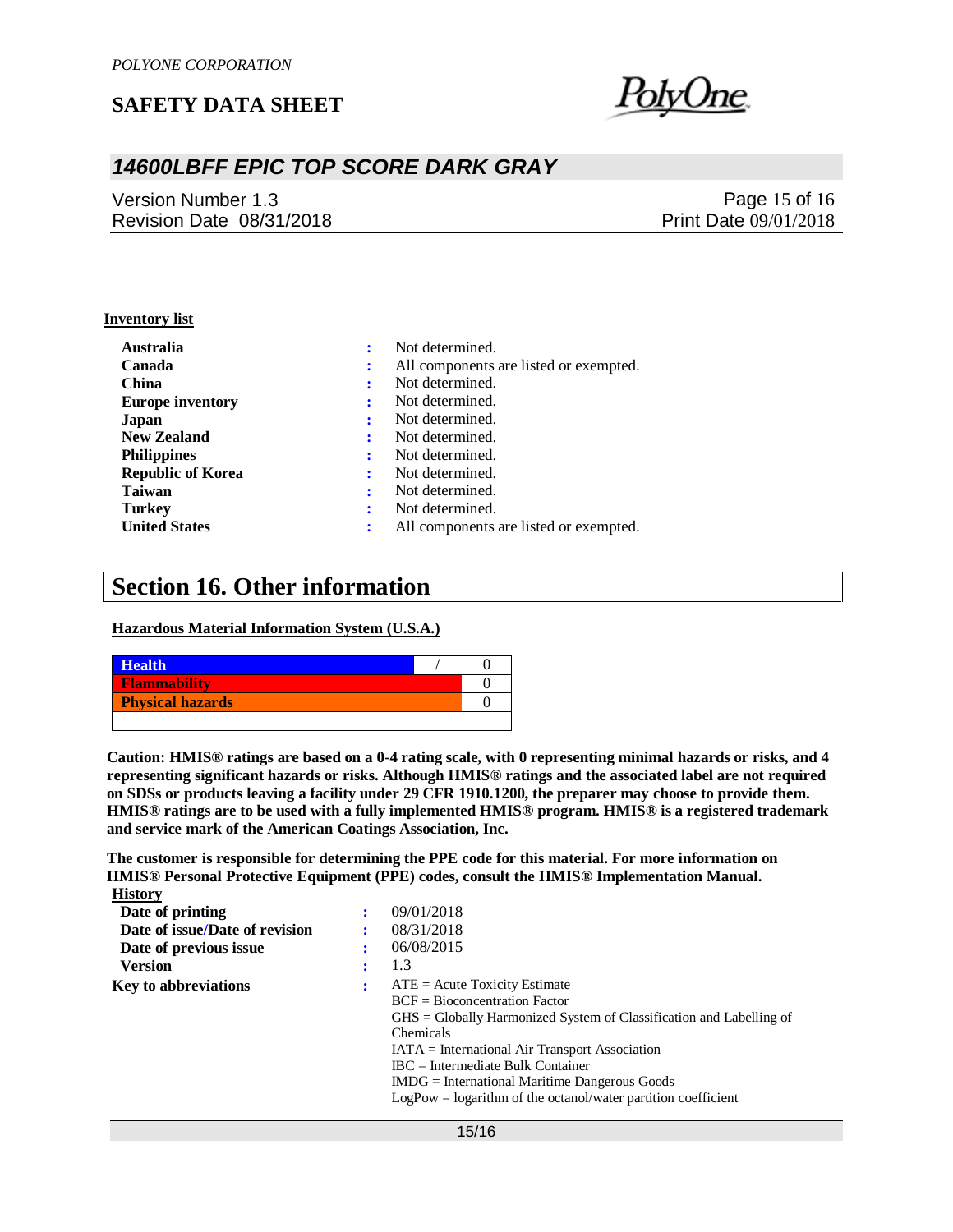**Inventory list**

| | | |
|---|---|---|
| **Australia** | : | Not determined. |
| **Canada** | : | All components are listed or exempted. |
| **China** | : | Not determined. |
| **Europe inventory** | : | Not determined. |
| **Japan** | : | Not determined. |
| **New Zealand** | : | Not determined. |
| **Philippines** | : | Not determined. |
| **Republic of Korea** | : | Not determined. |
| **Taiwan** | : | Not determined. |
| **Turkey** | : | Not determined. |
| **United States** | : | All components are listed or exempted. |

# Section 16. Other information

**Hazardous Material Information System (U.S.A.)**

| | | |
|---|---|---|
| **Health** | / | 0 |
| **Flammability** | | 0 |
| **Physical hazards** | | 0 |

**Caution: HMIS® ratings are based on a 0-4 rating scale, with 0 representing minimal hazards or risks, and 4 representing significant hazards or risks. Although HMIS® ratings and the associated label are not required on SDSs or products leaving a facility under 29 CFR 1910.1200, the preparer may choose to provide them. HMIS® ratings are to be used with a fully implemented HMIS® program. HMIS® is a registered trademark and service mark of the American Coatings Association, Inc.**

**The customer is responsible for determining the PPE code for this material. For more information on HMIS® Personal Protective Equipment (PPE) codes, consult the HMIS® Implementation Manual.**

**History**

| | | |
|---|---|---|
| **Date of printing** | : | 09/01/2018 |
| **Date of issue/Date of revision** | : | 08/31/2018 |
| **Date of previous issue** | : | 06/08/2015 |
| **Version** | : | 1.3 |

**Key to abbreviations** :
ATE = Acute Toxicity Estimate
BCF = Bioconcentration Factor
GHS = Globally Harmonized System of Classification and Labelling of Chemicals
IATA = International Air Transport Association
IBC = Intermediate Bulk Container
IMDG = International Maritime Dangerous Goods
LogPow = logarithm of the octanol/water partition coefficient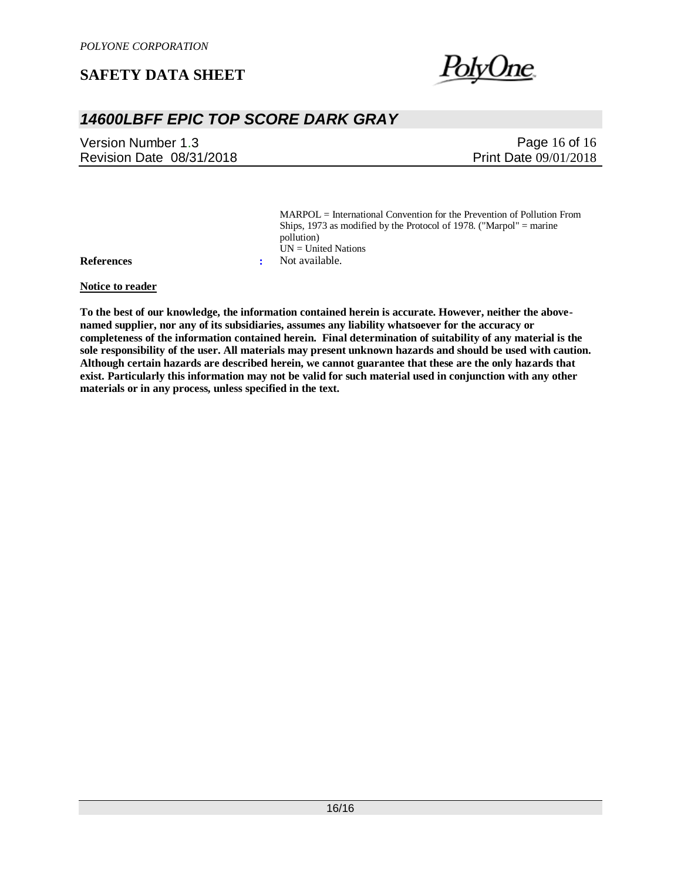MARPOL = International Convention for the Prevention of Pollution From Ships, 1973 as modified by the Protocol of 1978. ("Marpol" = marine pollution)
UN = United Nations

**References** : Not available.

**Notice to reader**

**To the best of our knowledge, the information contained herein is accurate. However, neither the above-named supplier, nor any of its subsidiaries, assumes any liability whatsoever for the accuracy or completeness of the information contained herein. Final determination of suitability of any material is the sole responsibility of the user. All materials may present unknown hazards and should be used with caution. Although certain hazards are described herein, we cannot guarantee that these are the only hazards that exist. Particularly this information may not be valid for such material used in conjunction with any other materials or in any process, unless specified in the text.**